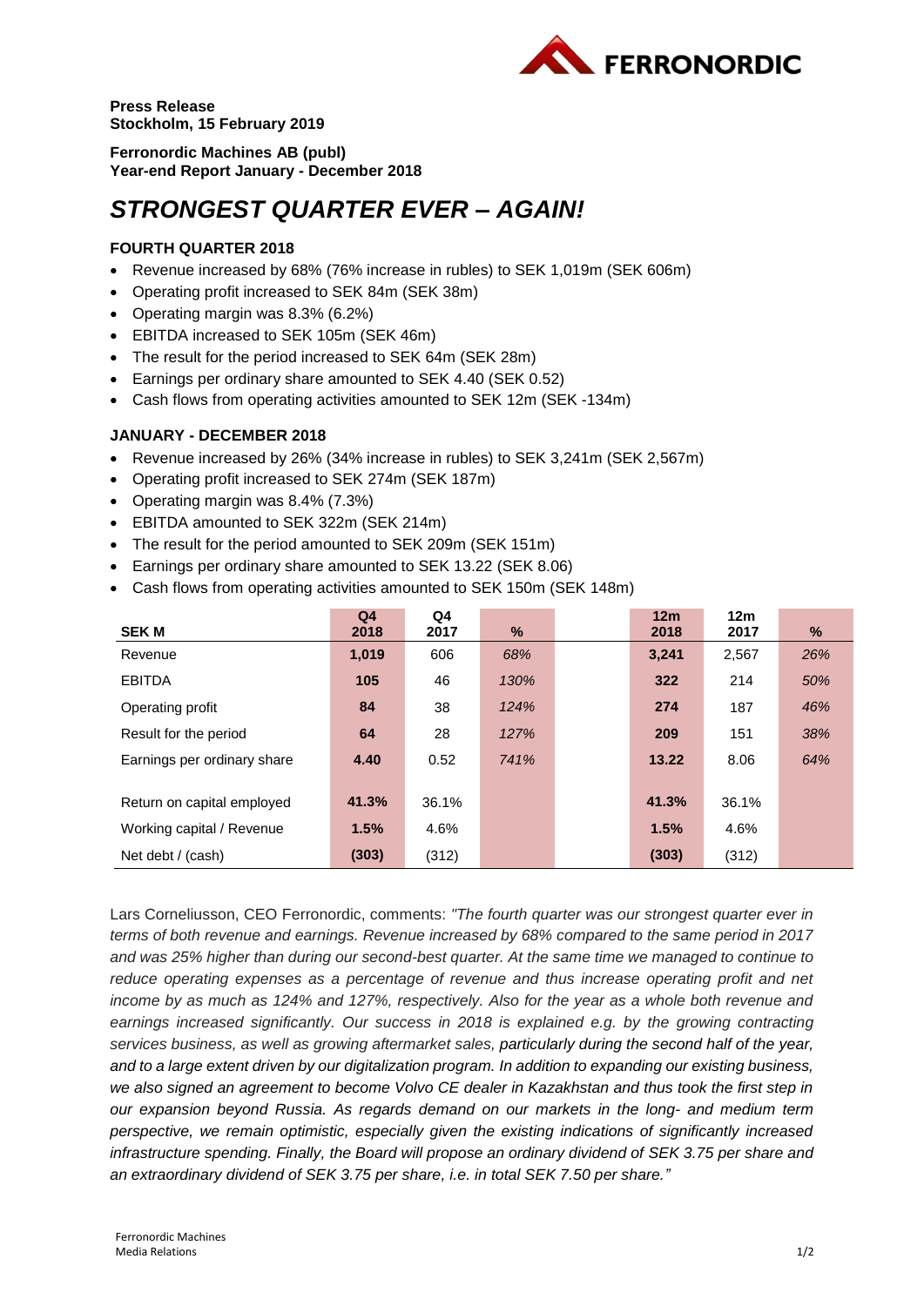**Press Release**
**Stockholm, 15 February 2019**

**Ferronordic Machines AB (publ)**
**Year-end Report January - December 2018**

# *STRONGEST QUARTER EVER – AGAIN!*

### FOURTH QUARTER 2018

- Revenue increased by 68% (76% increase in rubles) to SEK 1,019m (SEK 606m)
- Operating profit increased to SEK 84m (SEK 38m)
- Operating margin was 8.3% (6.2%)
- EBITDA increased to SEK 105m (SEK 46m)
- The result for the period increased to SEK 64m (SEK 28m)
- Earnings per ordinary share amounted to SEK 4.40 (SEK 0.52)
- Cash flows from operating activities amounted to SEK 12m (SEK -134m)

### JANUARY - DECEMBER 2018

- Revenue increased by 26% (34% increase in rubles) to SEK 3,241m (SEK 2,567m)
- Operating profit increased to SEK 274m (SEK 187m)
- Operating margin was 8.4% (7.3%)
- EBITDA amounted to SEK 322m (SEK 214m)
- The result for the period amounted to SEK 209m (SEK 151m)
- Earnings per ordinary share amounted to SEK 13.22 (SEK 8.06)
- Cash flows from operating activities amounted to SEK 150m (SEK 148m)

| SEK M | Q4 2018 | Q4 2017 | % | 12m 2018 | 12m 2017 | % |
|---|---|---|---|---|---|---|
| Revenue | **1,019** | 606 | *68%* | **3,241** | 2,567 | *26%* |
| EBITDA | **105** | 46 | *130%* | **322** | 214 | *50%* |
| Operating profit | **84** | 38 | *124%* | **274** | 187 | *46%* |
| Result for the period | **64** | 28 | *127%* | **209** | 151 | *38%* |
| Earnings per ordinary share | **4.40** | 0.52 | *741%* | **13.22** | 8.06 | *64%* |
| | | | | | | |
| Return on capital employed | **41.3%** | 36.1% | | **41.3%** | 36.1% | |
| Working capital / Revenue | **1.5%** | 4.6% | | **1.5%** | 4.6% | |
| Net debt / (cash) | **(303)** | (312) | | **(303)** | (312) | |

Lars Corneliusson, CEO Ferronordic, comments: *"The fourth quarter was our strongest quarter ever in terms of both revenue and earnings. Revenue increased by 68% compared to the same period in 2017 and was 25% higher than during our second-best quarter. At the same time we managed to continue to reduce operating expenses as a percentage of revenue and thus increase operating profit and net income by as much as 124% and 127%, respectively. Also for the year as a whole both revenue and earnings increased significantly. Our success in 2018 is explained e.g. by the growing contracting services business, as well as growing aftermarket sales, particularly during the second half of the year, and to a large extent driven by our digitalization program. In addition to expanding our existing business, we also signed an agreement to become Volvo CE dealer in Kazakhstan and thus took the first step in our expansion beyond Russia. As regards demand on our markets in the long- and medium term perspective, we remain optimistic, especially given the existing indications of significantly increased infrastructure spending. Finally, the Board will propose an ordinary dividend of SEK 3.75 per share and an extraordinary dividend of SEK 3.75 per share, i.e. in total SEK 7.50 per share."*

Ferronordic Machines
Media Relations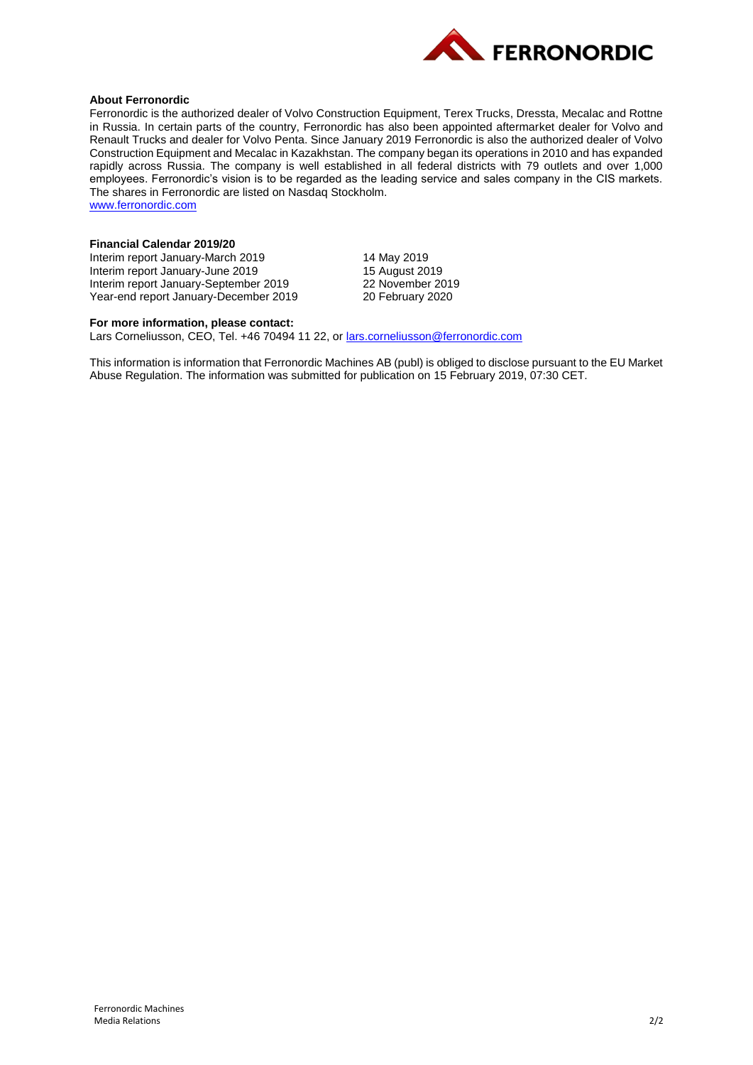**About Ferronordic**

Ferronordic is the authorized dealer of Volvo Construction Equipment, Terex Trucks, Dressta, Mecalac and Rottne in Russia. In certain parts of the country, Ferronordic has also been appointed aftermarket dealer for Volvo and Renault Trucks and dealer for Volvo Penta. Since January 2019 Ferronordic is also the authorized dealer of Volvo Construction Equipment and Mecalac in Kazakhstan. The company began its operations in 2010 and has expanded rapidly across Russia. The company is well established in all federal districts with 79 outlets and over 1,000 employees. Ferronordic's vision is to be regarded as the leading service and sales company in the CIS markets. The shares in Ferronordic are listed on Nasdaq Stockholm.
www.ferronordic.com

**Financial Calendar 2019/20**

| | |
|---|---|
| Interim report January-March 2019 | 14 May 2019 |
| Interim report January-June 2019 | 15 August 2019 |
| Interim report January-September 2019 | 22 November 2019 |
| Year-end report January-December 2019 | 20 February 2020 |

**For more information, please contact:**

Lars Corneliusson, CEO, Tel. +46 70494 11 22, or lars.corneliusson@ferronordic.com

This information is information that Ferronordic Machines AB (publ) is obliged to disclose pursuant to the EU Market Abuse Regulation. The information was submitted for publication on 15 February 2019, 07:30 CET.

Ferronordic Machines
Media Relations